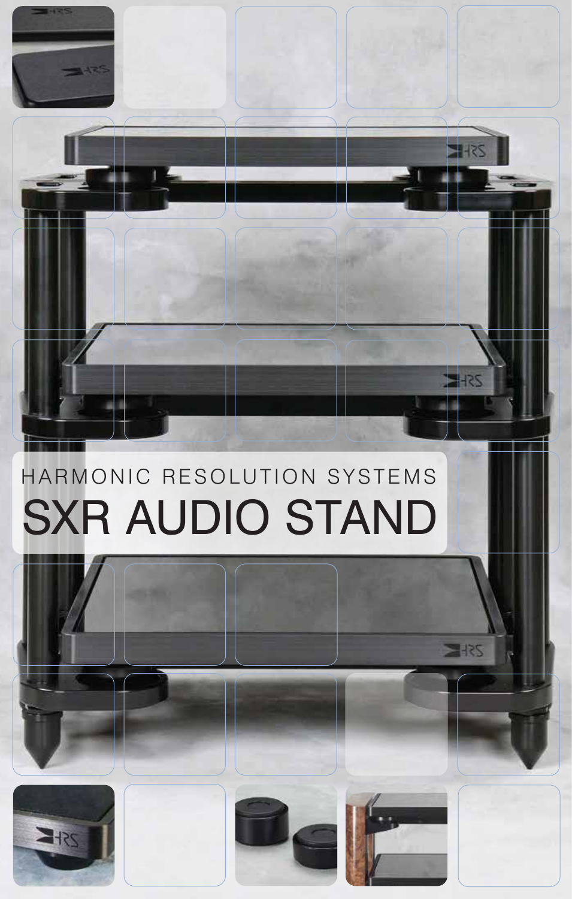HARMONIC RESOLUTION SYSTEMS

# SXR AUDIO STAND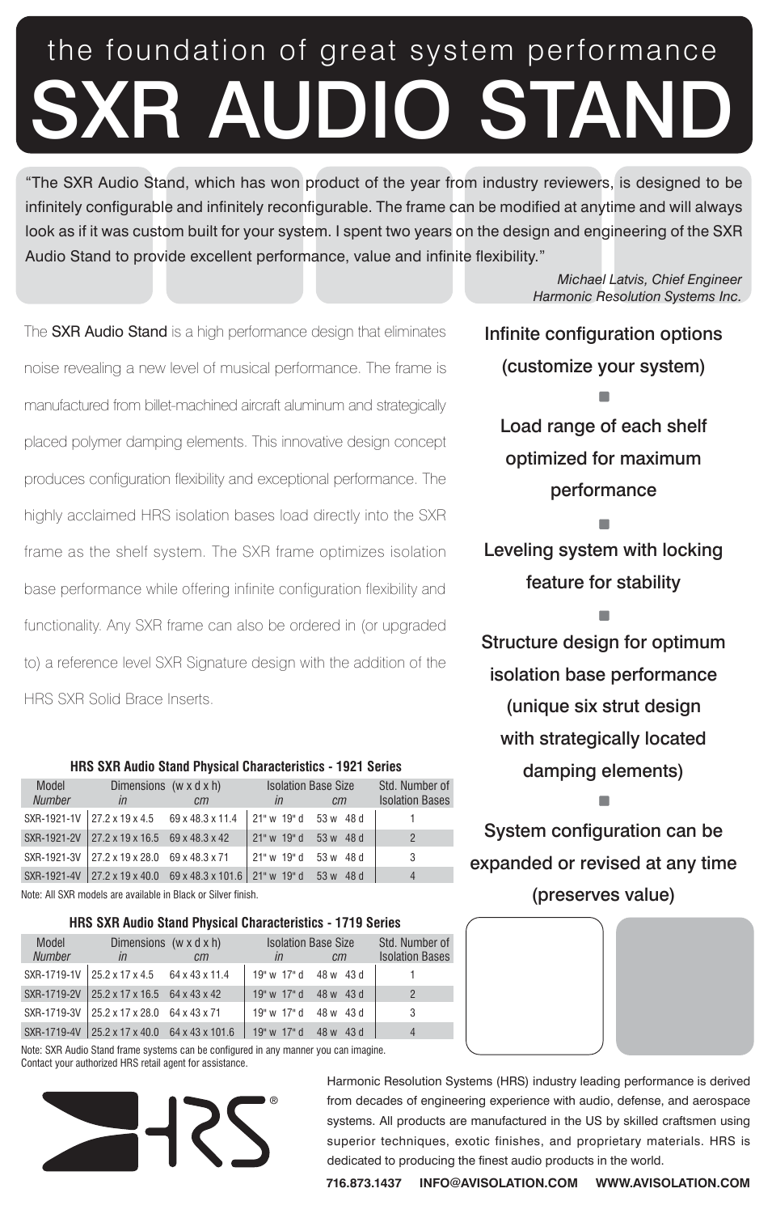the foundation of great system performance

# SXR AUDIO STAND

"The SXR Audio Stand, which has won product of the year from industry reviewers, is designed to be infinitely configurable and infinitely reconfigurable. The frame can be modified at anytime and will always look as if it was custom built for your system. I spent two years on the design and engineering of the SXR Audio Stand to provide excellent performance, value and infinite flexibility."

*Michael Latvis, Chief Engineer*
*Harmonic Resolution Systems Inc.*

The SXR Audio Stand is a high performance design that eliminates noise revealing a new level of musical performance. The frame is manufactured from billet-machined aircraft aluminum and strategically placed polymer damping elements. This innovative design concept produces configuration flexibility and exceptional performance. The highly acclaimed HRS isolation bases load directly into the SXR frame as the shelf system. The SXR frame optimizes isolation base performance while offering infinite configuration flexibility and functionality. Any SXR frame can also be ordered in (or upgraded to) a reference level SXR Signature design with the addition of the HRS SXR Solid Brace Inserts.

- Infinite configuration options (customize your system)
- Load range of each shelf optimized for maximum performance
- Leveling system with locking feature for stability
- Structure design for optimum isolation base performance (unique six strut design with strategically located damping elements)
- System configuration can be expanded or revised at any time (preserves value)

**HRS SXR Audio Stand Physical Characteristics - 1921 Series**

| Model *Number* | Dimensions (w x d x h) *in* | *cm* | Isolation Base Size *in* | *cm* | Std. Number of Isolation Bases |
|---|---|---|---|---|---|
| SXR-1921-1V | 27.2 x 19 x 4.5 | 69 x 48.3 x 11.4 | 21" w 19" d | 53 w 48 d | 1 |
| SXR-1921-2V | 27.2 x 19 x 16.5 | 69 x 48.3 x 42 | 21" w 19" d | 53 w 48 d | 2 |
| SXR-1921-3V | 27.2 x 19 x 28.0 | 69 x 48.3 x 71 | 21" w 19" d | 53 w 48 d | 3 |
| SXR-1921-4V | 27.2 x 19 x 40.0 | 69 x 48.3 x 101.6 | 21" w 19" d | 53 w 48 d | 4 |

Note: All SXR models are available in Black or Silver finish.

**HRS SXR Audio Stand Physical Characteristics - 1719 Series**

| Model *Number* | Dimensions (w x d x h) *in* | *cm* | Isolation Base Size *in* | *cm* | Std. Number of Isolation Bases |
|---|---|---|---|---|---|
| SXR-1719-1V | 25.2 x 17 x 4.5 | 64 x 43 x 11.4 | 19" w 17" d | 48 w 43 d | 1 |
| SXR-1719-2V | 25.2 x 17 x 16.5 | 64 x 43 x 42 | 19" w 17" d | 48 w 43 d | 2 |
| SXR-1719-3V | 25.2 x 17 x 28.0 | 64 x 43 x 71 | 19" w 17" d | 48 w 43 d | 3 |
| SXR-1719-4V | 25.2 x 17 x 40.0 | 64 x 43 x 101.6 | 19" w 17" d | 48 w 43 d | 4 |

Note: SXR Audio Stand frame systems can be configured in any manner you can imagine. Contact your authorized HRS retail agent for assistance.

HRS®

Harmonic Resolution Systems (HRS) industry leading performance is derived from decades of engineering experience with audio, defense, and aerospace systems. All products are manufactured in the US by skilled craftsmen using superior techniques, exotic finishes, and proprietary materials. HRS is dedicated to producing the finest audio products in the world.

**716.873.1437 INFO@AVISOLATION.COM WWW.AVISOLATION.COM**